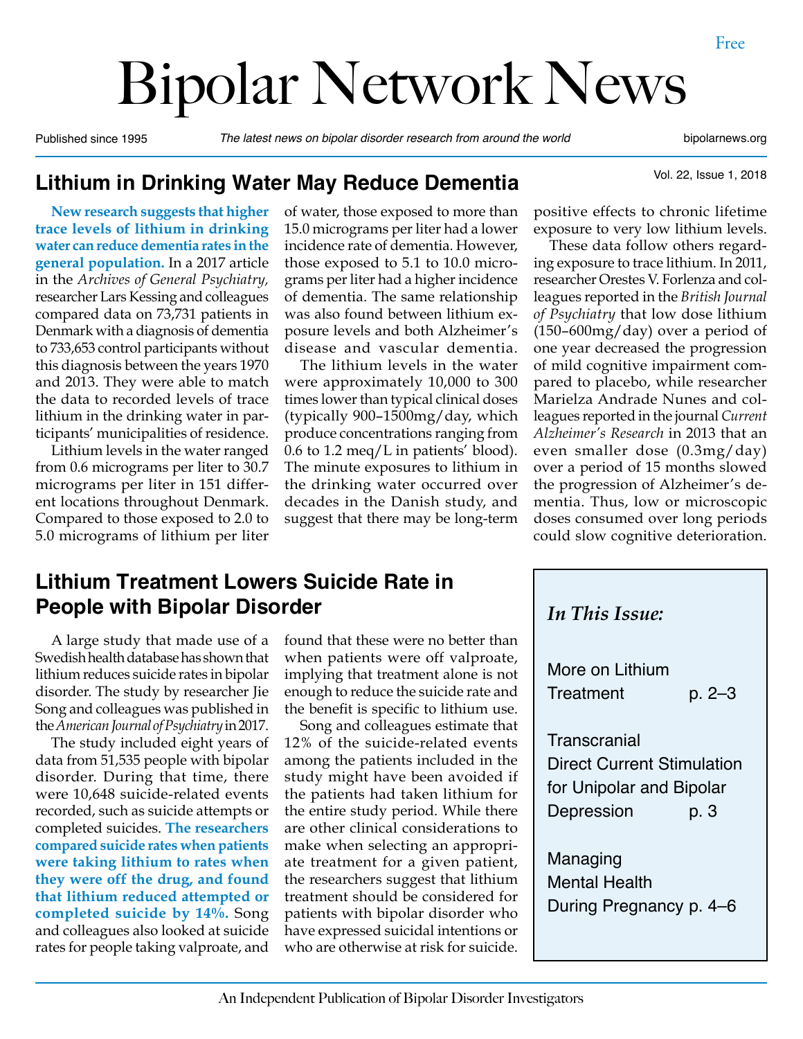Free

# Bipolar Network News

Published since 1995 — *The latest news on bipolar disorder research from around the world* — bipolarnews.org

Vol. 22, Issue 1, 2018

## Lithium in Drinking Water May Reduce Dementia

**New research suggests that higher trace levels of lithium in drinking water can reduce dementia rates in the general population.** In a 2017 article in the *Archives of General Psychiatry,* researcher Lars Kessing and colleagues compared data on 73,731 patients in Denmark with a diagnosis of dementia to 733,653 control participants without this diagnosis between the years 1970 and 2013. They were able to match the data to recorded levels of trace lithium in the drinking water in participants' municipalities of residence.

Lithium levels in the water ranged from 0.6 micrograms per liter to 30.7 micrograms per liter in 151 different locations throughout Denmark. Compared to those exposed to 2.0 to 5.0 micrograms of lithium per liter of water, those exposed to more than 15.0 micrograms per liter had a lower incidence rate of dementia. However, those exposed to 5.1 to 10.0 micrograms per liter had a higher incidence of dementia. The same relationship was also found between lithium exposure levels and both Alzheimer's disease and vascular dementia.

The lithium levels in the water were approximately 10,000 to 300 times lower than typical clinical doses (typically 900–1500mg/day, which produce concentrations ranging from 0.6 to 1.2 meq/L in patients' blood). The minute exposures to lithium in the drinking water occurred over decades in the Danish study, and suggest that there may be long-term positive effects to chronic lifetime exposure to very low lithium levels.

These data follow others regarding exposure to trace lithium. In 2011, researcher Orestes V. Forlenza and colleagues reported in the *British Journal of Psychiatry* that low dose lithium (150–600mg/day) over a period of one year decreased the progression of mild cognitive impairment compared to placebo, while researcher Marielza Andrade Nunes and colleagues reported in the journal *Current Alzheimer's Research* in 2013 that an even smaller dose (0.3mg/day) over a period of 15 months slowed the progression of Alzheimer's dementia. Thus, low or microscopic doses consumed over long periods could slow cognitive deterioration.

## Lithium Treatment Lowers Suicide Rate in People with Bipolar Disorder

A large study that made use of a Swedish health database has shown that lithium reduces suicide rates in bipolar disorder. The study by researcher Jie Song and colleagues was published in the *American Journal of Psychiatry* in 2017.

The study included eight years of data from 51,535 people with bipolar disorder. During that time, there were 10,648 suicide-related events recorded, such as suicide attempts or completed suicides. **The researchers compared suicide rates when patients were taking lithium to rates when they were off the drug, and found that lithium reduced attempted or completed suicide by 14%.** Song and colleagues also looked at suicide rates for people taking valproate, and found that these were no better than when patients were off valproate, implying that treatment alone is not enough to reduce the suicide rate and the benefit is specific to lithium use.

Song and colleagues estimate that 12% of the suicide-related events among the patients included in the study might have been avoided if the patients had taken lithium for the entire study period. While there are other clinical considerations to make when selecting an appropriate treatment for a given patient, the researchers suggest that lithium treatment should be considered for patients with bipolar disorder who have expressed suicidal intentions or who are otherwise at risk for suicide.

### *In This Issue:*

- More on Lithium Treatment — p. 2–3
- Transcranial Direct Current Stimulation for Unipolar and Bipolar Depression — p. 3
- Managing Mental Health During Pregnancy — p. 4–6

An Independent Publication of Bipolar Disorder Investigators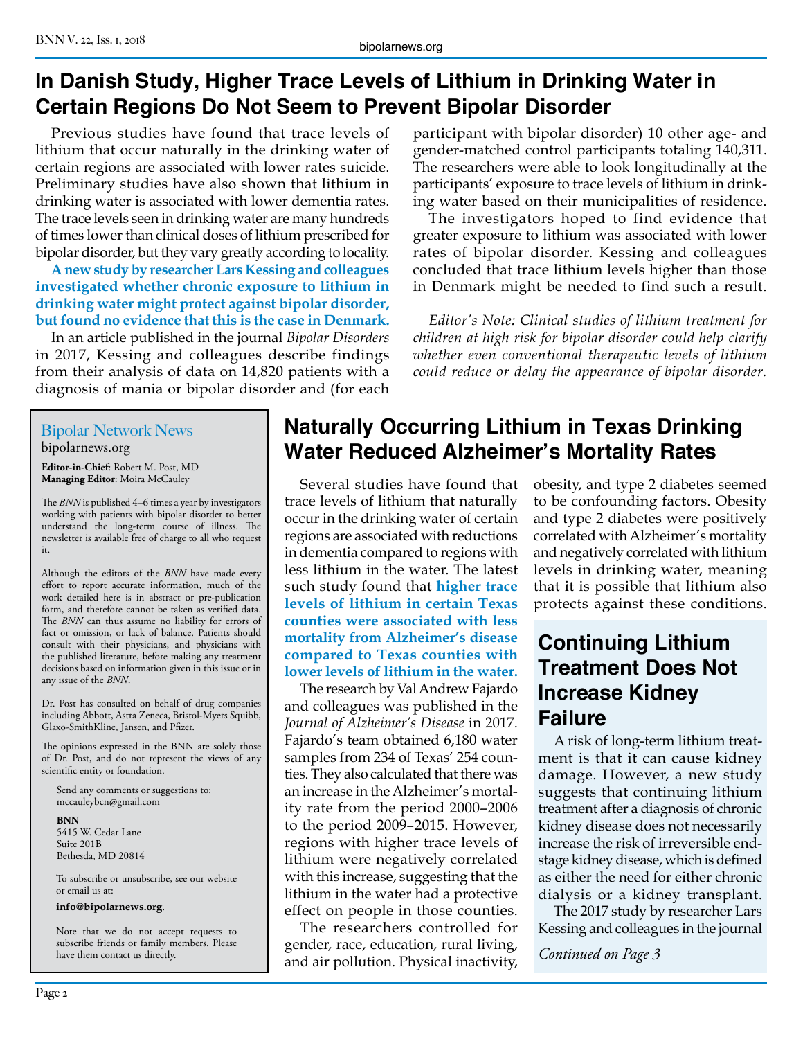# In Danish Study, Higher Trace Levels of Lithium in Drinking Water in Certain Regions Do Not Seem to Prevent Bipolar Disorder

Previous studies have found that trace levels of lithium that occur naturally in the drinking water of certain regions are associated with lower rates suicide. Preliminary studies have also shown that lithium in drinking water is associated with lower dementia rates. The trace levels seen in drinking water are many hundreds of times lower than clinical doses of lithium prescribed for bipolar disorder, but they vary greatly according to locality.

**A new study by researcher Lars Kessing and colleagues investigated whether chronic exposure to lithium in drinking water might protect against bipolar disorder, but found no evidence that this is the case in Denmark.**

In an article published in the journal *Bipolar Disorders* in 2017, Kessing and colleagues describe findings from their analysis of data on 14,820 patients with a diagnosis of mania or bipolar disorder and (for each participant with bipolar disorder) 10 other age- and gender-matched control participants totaling 140,311. The researchers were able to look longitudinally at the participants' exposure to trace levels of lithium in drinking water based on their municipalities of residence.

The investigators hoped to find evidence that greater exposure to lithium was associated with lower rates of bipolar disorder. Kessing and colleagues concluded that trace lithium levels higher than those in Denmark might be needed to find such a result.

*Editor's Note: Clinical studies of lithium treatment for children at high risk for bipolar disorder could help clarify whether even conventional therapeutic levels of lithium could reduce or delay the appearance of bipolar disorder.*

# Naturally Occurring Lithium in Texas Drinking Water Reduced Alzheimer's Mortality Rates

Several studies have found that trace levels of lithium that naturally occur in the drinking water of certain regions are associated with reductions in dementia compared to regions with less lithium in the water. The latest such study found that **higher trace levels of lithium in certain Texas counties were associated with less mortality from Alzheimer's disease compared to Texas counties with lower levels of lithium in the water.**

The research by Val Andrew Fajardo and colleagues was published in the *Journal of Alzheimer's Disease* in 2017. Fajardo's team obtained 6,180 water samples from 234 of Texas' 254 counties. They also calculated that there was an increase in the Alzheimer's mortality rate from the period 2000–2006 to the period 2009–2015. However, regions with higher trace levels of lithium were negatively correlated with this increase, suggesting that the lithium in the water had a protective effect on people in those counties.

The researchers controlled for gender, race, education, rural living, and air pollution. Physical inactivity, obesity, and type 2 diabetes seemed to be confounding factors. Obesity and type 2 diabetes were positively correlated with Alzheimer's mortality and negatively correlated with lithium levels in drinking water, meaning that it is possible that lithium also protects against these conditions.

# Continuing Lithium Treatment Does Not Increase Kidney Failure

A risk of long-term lithium treatment is that it can cause kidney damage. However, a new study suggests that continuing lithium treatment after a diagnosis of chronic kidney disease does not necessarily increase the risk of irreversible end-stage kidney disease, which is defined as either the need for either chronic dialysis or a kidney transplant.

The 2017 study by researcher Lars Kessing and colleagues in the journal

*Continued on Page 3*

---

## Bipolar Network News

bipolarnews.org

**Editor-in-Chief**: Robert M. Post, MD
**Managing Editor**: Moira McCauley

The *BNN* is published 4–6 times a year by investigators working with patients with bipolar disorder to better understand the long-term course of illness. The newsletter is available free of charge to all who request it.

Although the editors of the *BNN* have made every effort to report accurate information, much of the work detailed here is in abstract or pre-publication form, and therefore cannot be taken as verified data. The *BNN* can thus assume no liability for errors of fact or omission, or lack of balance. Patients should consult with their physicians, and physicians with the published literature, before making any treatment decisions based on information given in this issue or in any issue of the *BNN*.

Dr. Post has consulted on behalf of drug companies including Abbott, Astra Zeneca, Bristol-Myers Squibb, Glaxo-SmithKline, Jansen, and Pfizer.

The opinions expressed in the BNN are solely those of Dr. Post, and do not represent the views of any scientific entity or foundation.

Send any comments or suggestions to:
mccauleybcn@gmail.com

**BNN**
5415 W. Cedar Lane
Suite 201B
Bethesda, MD 20814

To subscribe or unsubscribe, see our website or email us at:

**info@bipolarnews.org**.

Note that we do not accept requests to subscribe friends or family members. Please have them contact us directly.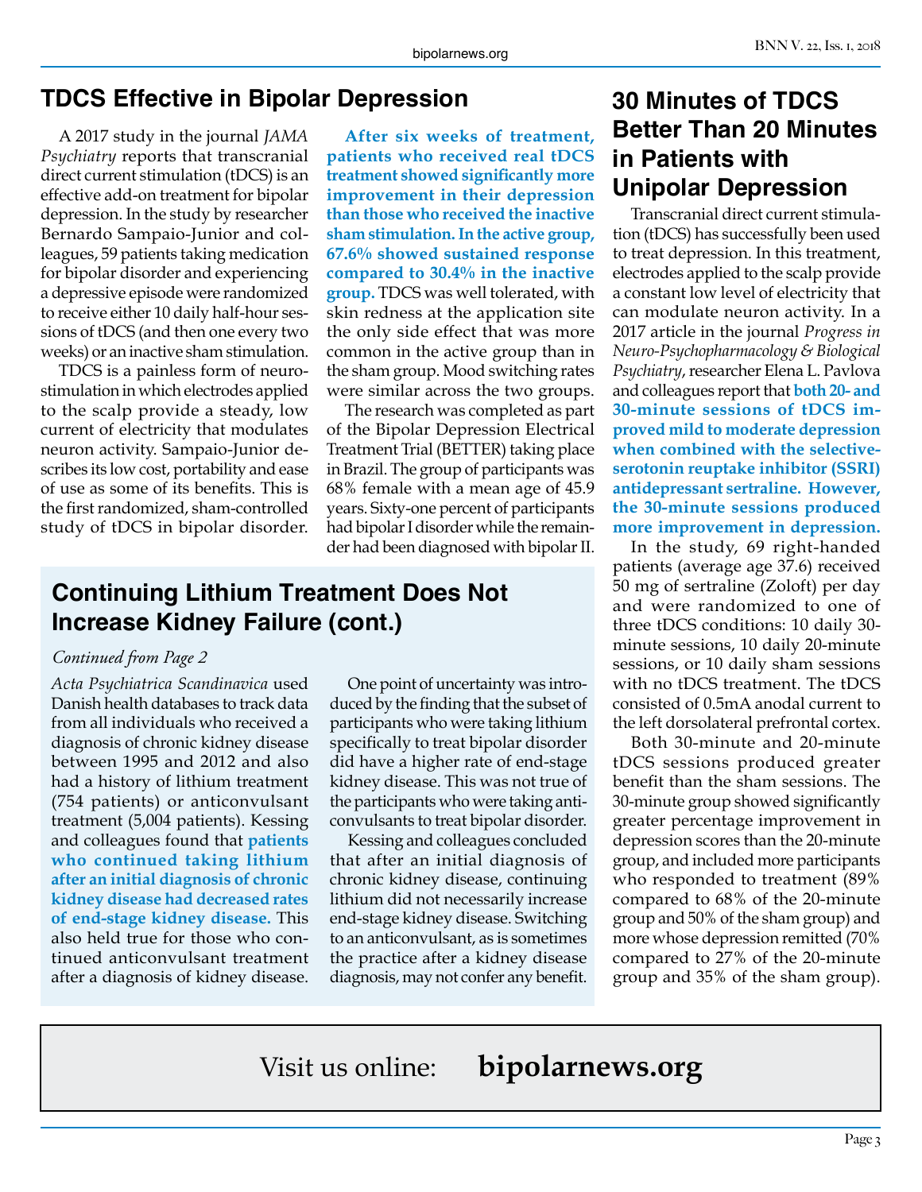## TDCS Effective in Bipolar Depression

A 2017 study in the journal *JAMA Psychiatry* reports that transcranial direct current stimulation (tDCS) is an effective add-on treatment for bipolar depression. In the study by researcher Bernardo Sampaio-Junior and colleagues, 59 patients taking medication for bipolar disorder and experiencing a depressive episode were randomized to receive either 10 daily half-hour sessions of tDCS (and then one every two weeks) or an inactive sham stimulation.

TDCS is a painless form of neurostimulation in which electrodes applied to the scalp provide a steady, low current of electricity that modulates neuron activity. Sampaio-Junior describes its low cost, portability and ease of use as some of its benefits. This is the first randomized, sham-controlled study of tDCS in bipolar disorder.

**After six weeks of treatment, patients who received real tDCS treatment showed significantly more improvement in their depression than those who received the inactive sham stimulation. In the active group, 67.6% showed sustained response compared to 30.4% in the inactive group.** TDCS was well tolerated, with skin redness at the application site the only side effect that was more common in the active group than in the sham group. Mood switching rates were similar across the two groups.

The research was completed as part of the Bipolar Depression Electrical Treatment Trial (BETTER) taking place in Brazil. The group of participants was 68% female with a mean age of 45.9 years. Sixty-one percent of participants had bipolar I disorder while the remainder had been diagnosed with bipolar II.

## Continuing Lithium Treatment Does Not Increase Kidney Failure (cont.)

*Continued from Page 2*

*Acta Psychiatrica Scandinavica* used Danish health databases to track data from all individuals who received a diagnosis of chronic kidney disease between 1995 and 2012 and also had a history of lithium treatment (754 patients) or anticonvulsant treatment (5,004 patients). Kessing and colleagues found that **patients who continued taking lithium after an initial diagnosis of chronic kidney disease had decreased rates of end-stage kidney disease.** This also held true for those who continued anticonvulsant treatment after a diagnosis of kidney disease.

One point of uncertainty was introduced by the finding that the subset of participants who were taking lithium specifically to treat bipolar disorder did have a higher rate of end-stage kidney disease. This was not true of the participants who were taking anticonvulsants to treat bipolar disorder.

Kessing and colleagues concluded that after an initial diagnosis of chronic kidney disease, continuing lithium did not necessarily increase end-stage kidney disease. Switching to an anticonvulsant, as is sometimes the practice after a kidney disease diagnosis, may not confer any benefit.

## 30 Minutes of TDCS Better Than 20 Minutes in Patients with Unipolar Depression

Transcranial direct current stimulation (tDCS) has successfully been used to treat depression. In this treatment, electrodes applied to the scalp provide a constant low level of electricity that can modulate neuron activity. In a 2017 article in the journal *Progress in Neuro-Psychopharmacology & Biological Psychiatry*, researcher Elena L. Pavlova and colleagues report that **both 20- and 30-minute sessions of tDCS improved mild to moderate depression when combined with the selective-serotonin reuptake inhibitor (SSRI) antidepressant sertraline. However, the 30-minute sessions produced more improvement in depression.**

In the study, 69 right-handed patients (average age 37.6) received 50 mg of sertraline (Zoloft) per day and were randomized to one of three tDCS conditions: 10 daily 30-minute sessions, 10 daily 20-minute sessions, or 10 daily sham sessions with no tDCS treatment. The tDCS consisted of 0.5mA anodal current to the left dorsolateral prefrontal cortex.

Both 30-minute and 20-minute tDCS sessions produced greater benefit than the sham sessions. The 30-minute group showed significantly greater percentage improvement in depression scores than the 20-minute group, and included more participants who responded to treatment (89% compared to 68% of the 20-minute group and 50% of the sham group) and more whose depression remitted (70% compared to 27% of the 20-minute group and 35% of the sham group).

Visit us online: **bipolarnews.org**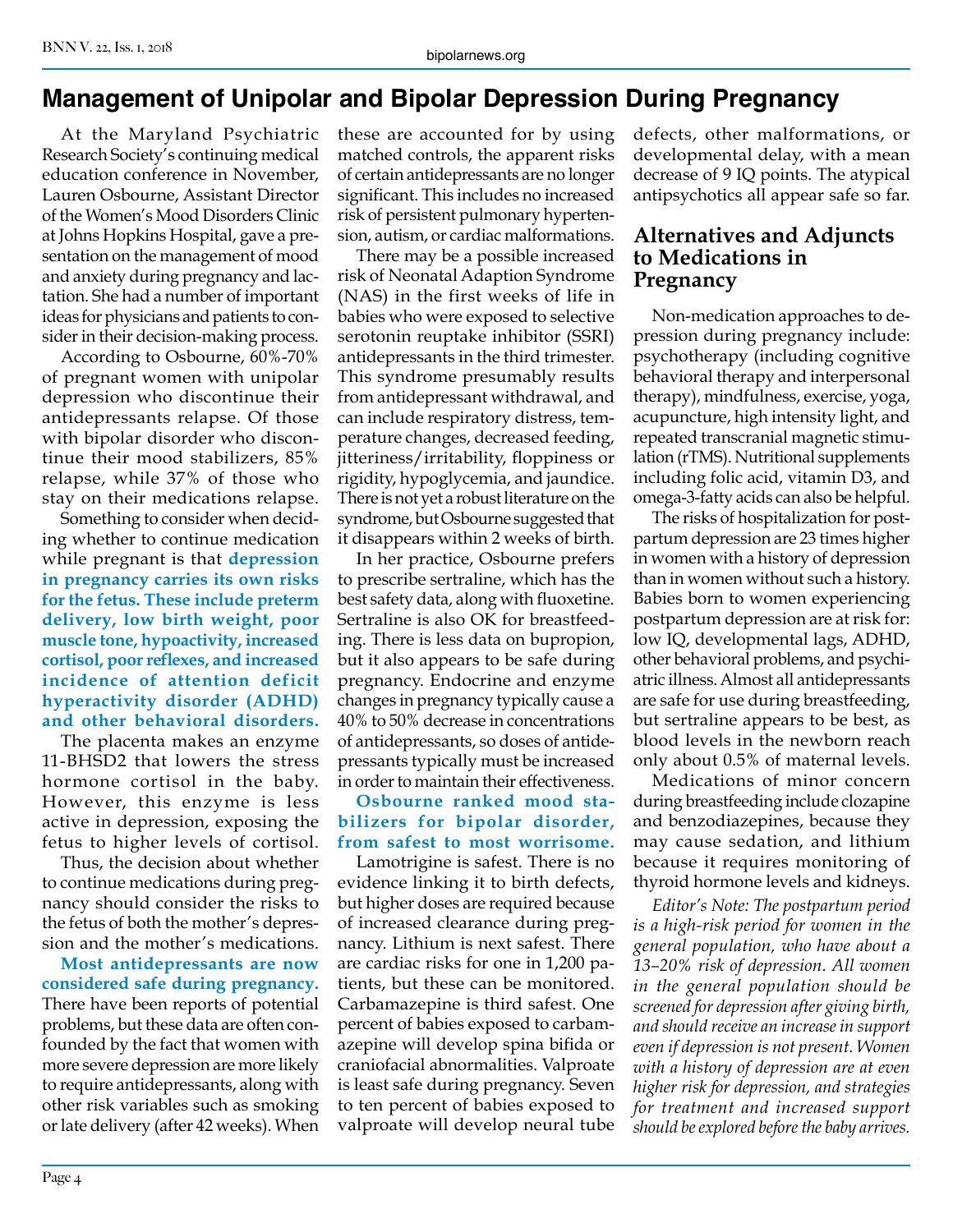# Management of Unipolar and Bipolar Depression During Pregnancy

At the Maryland Psychiatric Research Society's continuing medical education conference in November, Lauren Osbourne, Assistant Director of the Women's Mood Disorders Clinic at Johns Hopkins Hospital, gave a presentation on the management of mood and anxiety during pregnancy and lactation. She had a number of important ideas for physicians and patients to consider in their decision-making process.

According to Osbourne, 60%-70% of pregnant women with unipolar depression who discontinue their antidepressants relapse. Of those with bipolar disorder who discontinue their mood stabilizers, 85% relapse, while 37% of those who stay on their medications relapse.

Something to consider when deciding whether to continue medication while pregnant is that **depression in pregnancy carries its own risks for the fetus. These include preterm delivery, low birth weight, poor muscle tone, hypoactivity, increased cortisol, poor reflexes, and increased incidence of attention deficit hyperactivity disorder (ADHD) and other behavioral disorders.**

The placenta makes an enzyme 11-BHSD2 that lowers the stress hormone cortisol in the baby. However, this enzyme is less active in depression, exposing the fetus to higher levels of cortisol.

Thus, the decision about whether to continue medications during pregnancy should consider the risks to the fetus of both the mother's depression and the mother's medications.

**Most antidepressants are now considered safe during pregnancy.** There have been reports of potential problems, but these data are often confounded by the fact that women with more severe depression are more likely to require antidepressants, along with other risk variables such as smoking or late delivery (after 42 weeks). When these are accounted for by using matched controls, the apparent risks of certain antidepressants are no longer significant. This includes no increased risk of persistent pulmonary hypertension, autism, or cardiac malformations.

There may be a possible increased risk of Neonatal Adaption Syndrome (NAS) in the first weeks of life in babies who were exposed to selective serotonin reuptake inhibitor (SSRI) antidepressants in the third trimester. This syndrome presumably results from antidepressant withdrawal, and can include respiratory distress, temperature changes, decreased feeding, jitteriness/irritability, floppiness or rigidity, hypoglycemia, and jaundice. There is not yet a robust literature on the syndrome, but Osbourne suggested that it disappears within 2 weeks of birth.

In her practice, Osbourne prefers to prescribe sertraline, which has the best safety data, along with fluoxetine. Sertraline is also OK for breastfeeding. There is less data on bupropion, but it also appears to be safe during pregnancy. Endocrine and enzyme changes in pregnancy typically cause a 40% to 50% decrease in concentrations of antidepressants, so doses of antidepressants typically must be increased in order to maintain their effectiveness.

**Osbourne ranked mood stabilizers for bipolar disorder, from safest to most worrisome.**

Lamotrigine is safest. There is no evidence linking it to birth defects, but higher doses are required because of increased clearance during pregnancy. Lithium is next safest. There are cardiac risks for one in 1,200 patients, but these can be monitored. Carbamazepine is third safest. One percent of babies exposed to carbamazepine will develop spina bifida or craniofacial abnormalities. Valproate is least safe during pregnancy. Seven to ten percent of babies exposed to valproate will develop neural tube defects, other malformations, or developmental delay, with a mean decrease of 9 IQ points. The atypical antipsychotics all appear safe so far.

## Alternatives and Adjuncts to Medications in Pregnancy

Non-medication approaches to depression during pregnancy include: psychotherapy (including cognitive behavioral therapy and interpersonal therapy), mindfulness, exercise, yoga, acupuncture, high intensity light, and repeated transcranial magnetic stimulation (rTMS). Nutritional supplements including folic acid, vitamin D3, and omega-3-fatty acids can also be helpful.

The risks of hospitalization for postpartum depression are 23 times higher in women with a history of depression than in women without such a history. Babies born to women experiencing postpartum depression are at risk for: low IQ, developmental lags, ADHD, other behavioral problems, and psychiatric illness. Almost all antidepressants are safe for use during breastfeeding, but sertraline appears to be best, as blood levels in the newborn reach only about 0.5% of maternal levels.

Medications of minor concern during breastfeeding include clozapine and benzodiazepines, because they may cause sedation, and lithium because it requires monitoring of thyroid hormone levels and kidneys.

*Editor's Note: The postpartum period is a high-risk period for women in the general population, who have about a 13–20% risk of depression. All women in the general population should be screened for depression after giving birth, and should receive an increase in support even if depression is not present. Women with a history of depression are at even higher risk for depression, and strategies for treatment and increased support should be explored before the baby arrives.*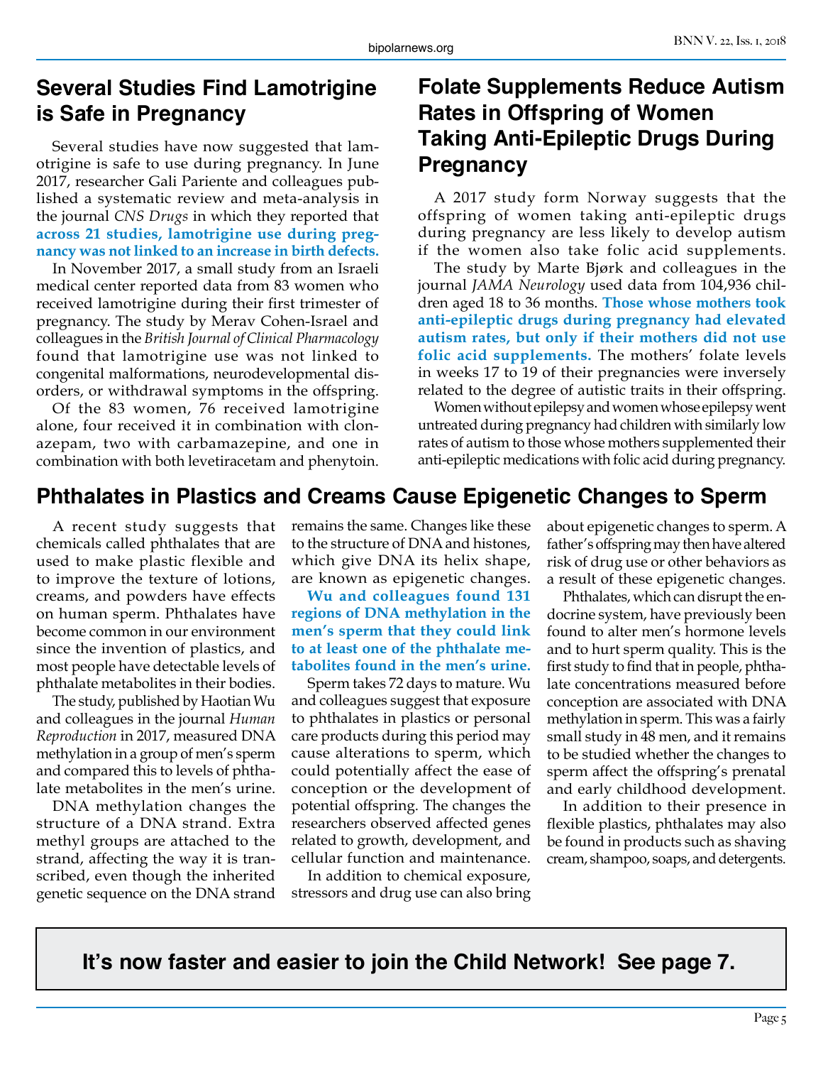## Several Studies Find Lamotrigine is Safe in Pregnancy

Several studies have now suggested that lamotrigine is safe to use during pregnancy. In June 2017, researcher Gali Pariente and colleagues published a systematic review and meta-analysis in the journal *CNS Drugs* in which they reported that **across 21 studies, lamotrigine use during pregnancy was not linked to an increase in birth defects.**

In November 2017, a small study from an Israeli medical center reported data from 83 women who received lamotrigine during their first trimester of pregnancy. The study by Merav Cohen-Israel and colleagues in the *British Journal of Clinical Pharmacology* found that lamotrigine use was not linked to congenital malformations, neurodevelopmental disorders, or withdrawal symptoms in the offspring.

Of the 83 women, 76 received lamotrigine alone, four received it in combination with clonazepam, two with carbamazepine, and one in combination with both levetiracetam and phenytoin.

## Folate Supplements Reduce Autism Rates in Offspring of Women Taking Anti-Epileptic Drugs During Pregnancy

A 2017 study form Norway suggests that the offspring of women taking anti-epileptic drugs during pregnancy are less likely to develop autism if the women also take folic acid supplements.

The study by Marte Bjørk and colleagues in the journal *JAMA Neurology* used data from 104,936 children aged 18 to 36 months. **Those whose mothers took anti-epileptic drugs during pregnancy had elevated autism rates, but only if their mothers did not use folic acid supplements.** The mothers' folate levels in weeks 17 to 19 of their pregnancies were inversely related to the degree of autistic traits in their offspring.

Women without epilepsy and women whose epilepsy went untreated during pregnancy had children with similarly low rates of autism to those whose mothers supplemented their anti-epileptic medications with folic acid during pregnancy.

## Phthalates in Plastics and Creams Cause Epigenetic Changes to Sperm

A recent study suggests that chemicals called phthalates that are used to make plastic flexible and to improve the texture of lotions, creams, and powders have effects on human sperm. Phthalates have become common in our environment since the invention of plastics, and most people have detectable levels of phthalate metabolites in their bodies.

The study, published by Haotian Wu and colleagues in the journal *Human Reproduction* in 2017, measured DNA methylation in a group of men's sperm and compared this to levels of phthalate metabolites in the men's urine.

DNA methylation changes the structure of a DNA strand. Extra methyl groups are attached to the strand, affecting the way it is transcribed, even though the inherited genetic sequence on the DNA strand remains the same. Changes like these to the structure of DNA and histones, which give DNA its helix shape, are known as epigenetic changes.

**Wu and colleagues found 131 regions of DNA methylation in the men's sperm that they could link to at least one of the phthalate metabolites found in the men's urine.**

Sperm takes 72 days to mature. Wu and colleagues suggest that exposure to phthalates in plastics or personal care products during this period may cause alterations to sperm, which could potentially affect the ease of conception or the development of potential offspring. The changes the researchers observed affected genes related to growth, development, and cellular function and maintenance.

In addition to chemical exposure, stressors and drug use can also bring about epigenetic changes to sperm. A father's offspring may then have altered risk of drug use or other behaviors as a result of these epigenetic changes.

Phthalates, which can disrupt the endocrine system, have previously been found to alter men's hormone levels and to hurt sperm quality. This is the first study to find that in people, phthalate concentrations measured before conception are associated with DNA methylation in sperm. This was a fairly small study in 48 men, and it remains to be studied whether the changes to sperm affect the offspring's prenatal and early childhood development.

In addition to their presence in flexible plastics, phthalates may also be found in products such as shaving cream, shampoo, soaps, and detergents.

**It's now faster and easier to join the Child Network! See page 7.**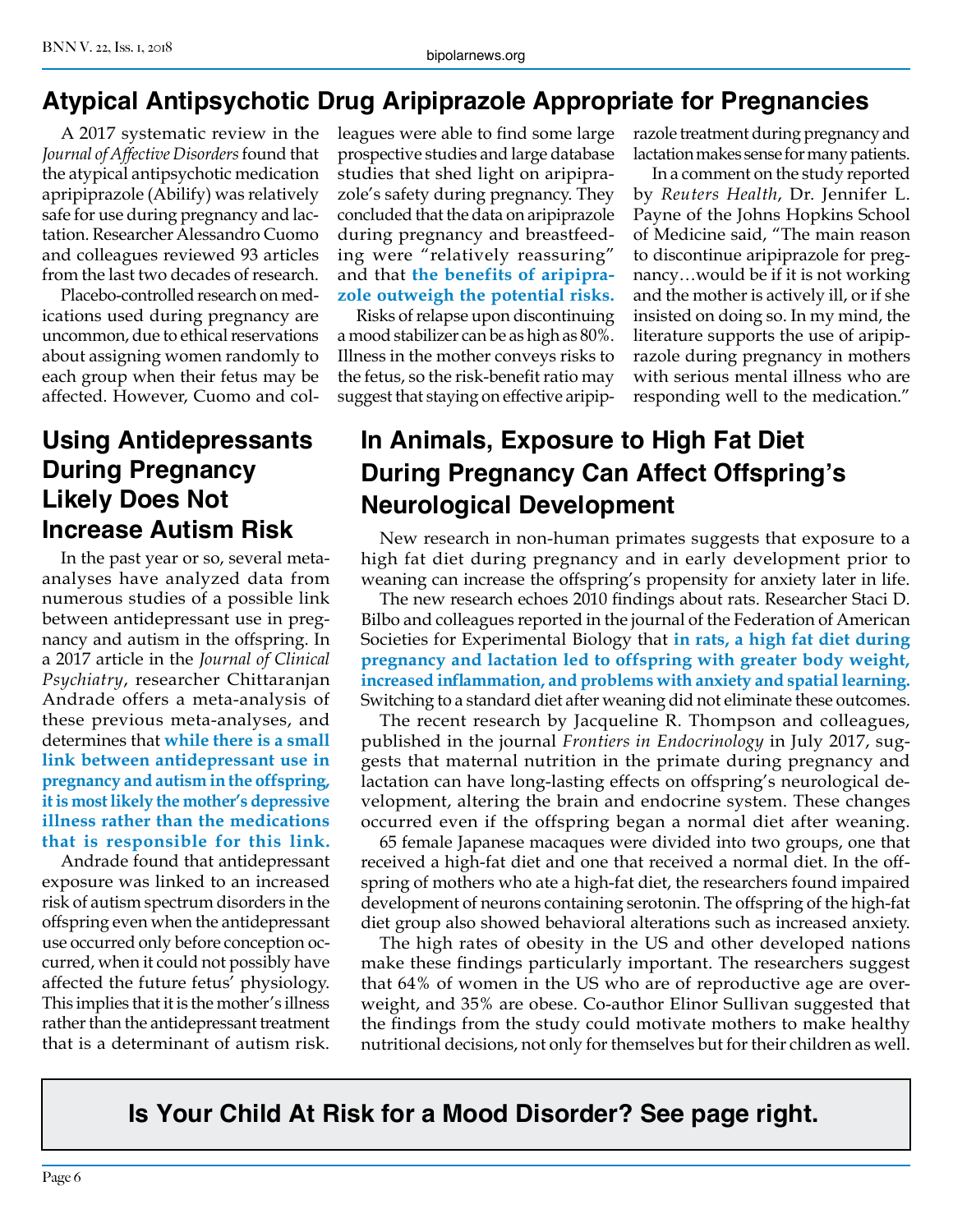## Atypical Antipsychotic Drug Aripiprazole Appropriate for Pregnancies

A 2017 systematic review in the *Journal of Affective Disorders* found that the atypical antipsychotic medication apripiprazole (Abilify) was relatively safe for use during pregnancy and lactation. Researcher Alessandro Cuomo and colleagues reviewed 93 articles from the last two decades of research.

Placebo-controlled research on medications used during pregnancy are uncommon, due to ethical reservations about assigning women randomly to each group when their fetus may be affected. However, Cuomo and colleagues were able to find some large prospective studies and large database studies that shed light on aripiprazole's safety during pregnancy. They concluded that the data on aripiprazole during pregnancy and breastfeeding were "relatively reassuring" and that **the benefits of aripiprazole outweigh the potential risks.**

Risks of relapse upon discontinuing a mood stabilizer can be as high as 80%. Illness in the mother conveys risks to the fetus, so the risk-benefit ratio may suggest that staying on effective aripiprazole treatment during pregnancy and lactation makes sense for many patients.

In a comment on the study reported by *Reuters Health*, Dr. Jennifer L. Payne of the Johns Hopkins School of Medicine said, "The main reason to discontinue aripiprazole for pregnancy…would be if it is not working and the mother is actively ill, or if she insisted on doing so. In my mind, the literature supports the use of aripiprazole during pregnancy in mothers with serious mental illness who are responding well to the medication."

## Using Antidepressants During Pregnancy Likely Does Not Increase Autism Risk

In the past year or so, several meta-analyses have analyzed data from numerous studies of a possible link between antidepressant use in pregnancy and autism in the offspring. In a 2017 article in the *Journal of Clinical Psychiatry*, researcher Chittaranjan Andrade offers a meta-analysis of these previous meta-analyses, and determines that **while there is a small link between antidepressant use in pregnancy and autism in the offspring, it is most likely the mother's depressive illness rather than the medications that is responsible for this link.**

Andrade found that antidepressant exposure was linked to an increased risk of autism spectrum disorders in the offspring even when the antidepressant use occurred only before conception occurred, when it could not possibly have affected the future fetus' physiology. This implies that it is the mother's illness rather than the antidepressant treatment that is a determinant of autism risk.

## In Animals, Exposure to High Fat Diet During Pregnancy Can Affect Offspring's Neurological Development

New research in non-human primates suggests that exposure to a high fat diet during pregnancy and in early development prior to weaning can increase the offspring's propensity for anxiety later in life.

The new research echoes 2010 findings about rats. Researcher Staci D. Bilbo and colleagues reported in the journal of the Federation of American Societies for Experimental Biology that **in rats, a high fat diet during pregnancy and lactation led to offspring with greater body weight, increased inflammation, and problems with anxiety and spatial learning.** Switching to a standard diet after weaning did not eliminate these outcomes.

The recent research by Jacqueline R. Thompson and colleagues, published in the journal *Frontiers in Endocrinology* in July 2017, suggests that maternal nutrition in the primate during pregnancy and lactation can have long-lasting effects on offspring's neurological development, altering the brain and endocrine system. These changes occurred even if the offspring began a normal diet after weaning.

65 female Japanese macaques were divided into two groups, one that received a high-fat diet and one that received a normal diet. In the offspring of mothers who ate a high-fat diet, the researchers found impaired development of neurons containing serotonin. The offspring of the high-fat diet group also showed behavioral alterations such as increased anxiety.

The high rates of obesity in the US and other developed nations make these findings particularly important. The researchers suggest that 64% of women in the US who are of reproductive age are overweight, and 35% are obese. Co-author Elinor Sullivan suggested that the findings from the study could motivate mothers to make healthy nutritional decisions, not only for themselves but for their children as well.

**Is Your Child At Risk for a Mood Disorder? See page right.**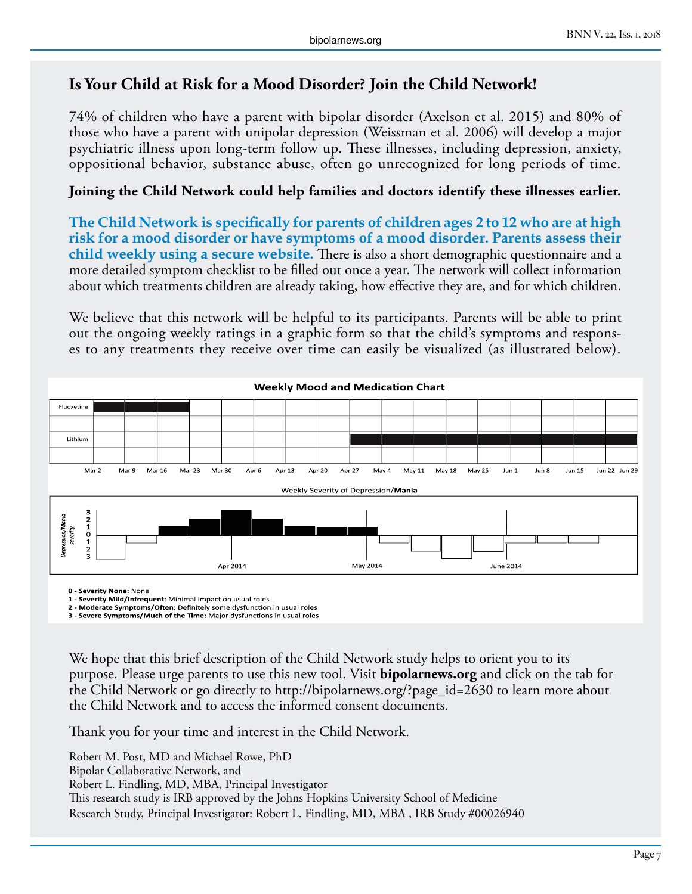## Is Your Child at Risk for a Mood Disorder? Join the Child Network!

74% of children who have a parent with bipolar disorder (Axelson et al. 2015) and 80% of those who have a parent with unipolar depression (Weissman et al. 2006) will develop a major psychiatric illness upon long-term follow up. These illnesses, including depression, anxiety, oppositional behavior, substance abuse, often go unrecognized for long periods of time.

**Joining the Child Network could help families and doctors identify these illnesses earlier.**

**The Child Network is specifically for parents of children ages 2 to 12 who are at high risk for a mood disorder or have symptoms of a mood disorder. Parents assess their child weekly using a secure website.** There is also a short demographic questionnaire and a more detailed symptom checklist to be filled out once a year. The network will collect information about which treatments children are already taking, how effective they are, and for which children.

We believe that this network will be helpful to its participants. Parents will be able to print out the ongoing weekly ratings in a graphic form so that the child's symptoms and responses to any treatments they receive over time can easily be visualized (as illustrated below).

**Weekly Mood and Medication Chart**

Fluoxetine

Lithium

Mar 2, Mar 9, Mar 16, Mar 23, Mar 30, Apr 6, Apr 13, Apr 20, Apr 27, May 4, May 11, May 18, May 25, Jun 1, Jun 8, Jun 15, Jun 22, Jun 29

Weekly Severity of Depression/**Mania**

*Depression/**Mania** severity*: 3, 2, 1, 0, 1, 2, 3

Apr 2014, May 2014, June 2014

**0 - Severity None:** None
**1 - Severity Mild/Infrequent**: Minimal impact on usual roles
**2 - Moderate Symptoms/Often:** Definitely some dysfunction in usual roles
**3 - Severe Symptoms/Much of the Time:** Major dysfunctions in usual roles

We hope that this brief description of the Child Network study helps to orient you to its purpose. Please urge parents to use this new tool. Visit **bipolarnews.org** and click on the tab for the Child Network or go directly to http://bipolarnews.org/?page_id=2630 to learn more about the Child Network and to access the informed consent documents.

Thank you for your time and interest in the Child Network.

Robert M. Post, MD and Michael Rowe, PhD
Bipolar Collaborative Network, and
Robert L. Findling, MD, MBA, Principal Investigator
This research study is IRB approved by the Johns Hopkins University School of Medicine
Research Study, Principal Investigator: Robert L. Findling, MD, MBA , IRB Study #00026940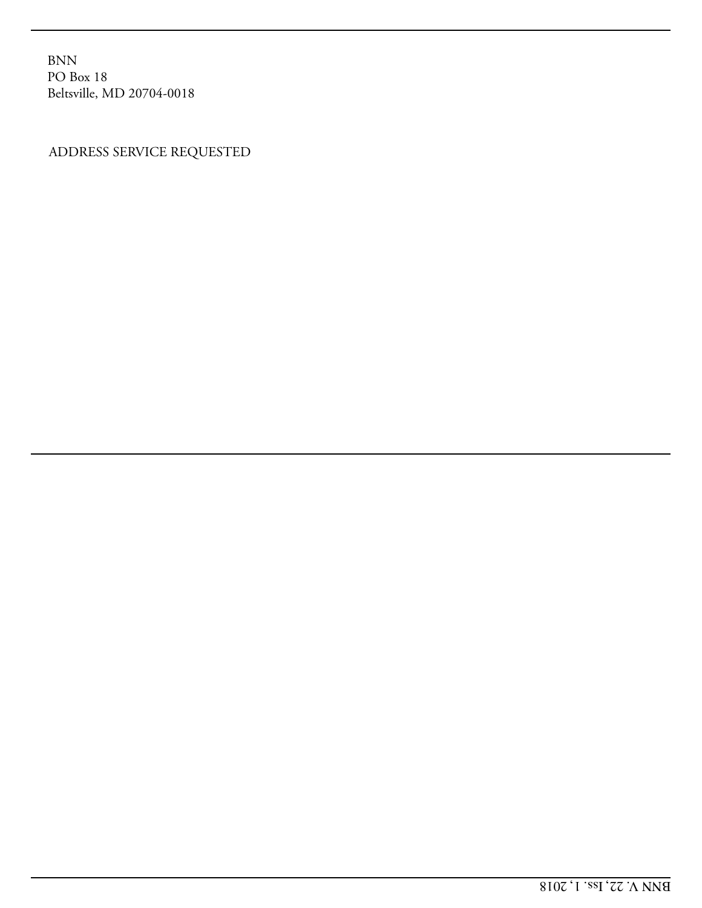BNN
PO Box 18
Beltsville, MD 20704-0018

ADDRESS SERVICE REQUESTED